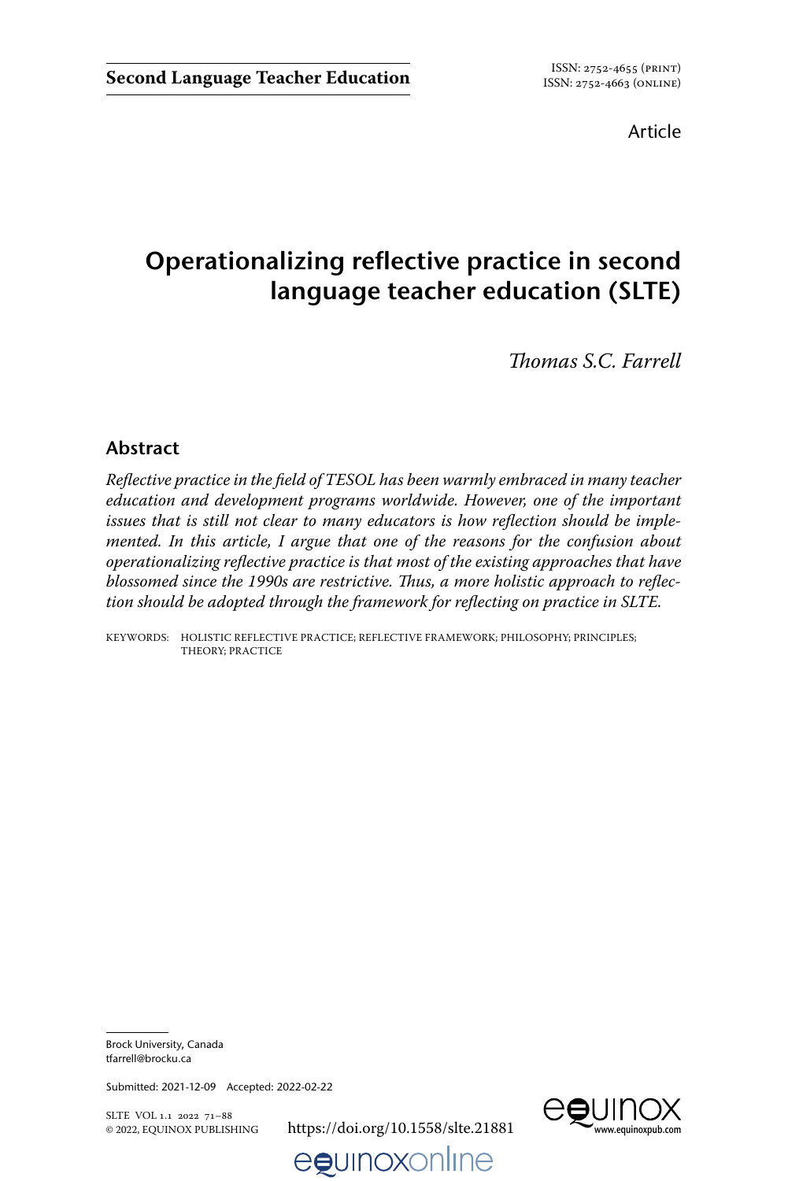Article

# Operationalizing reflective practice in second language teacher education (SLTE)

*Thomas S.C. Farrell*

## Abstract

*Reflective practice in the field of TESOL has been warmly embraced in many teacher education and development programs worldwide. However, one of the important issues that is still not clear to many educators is how reflection should be implemented. In this article, I argue that one of the reasons for the confusion about operationalizing reflective practice is that most of the existing approaches that have blossomed since the 1990s are restrictive. Thus, a more holistic approach to reflection should be adopted through the framework for reflecting on practice in SLTE.*

KEYWORDS: HOLISTIC REFLECTIVE PRACTICE; REFLECTIVE FRAMEWORK; PHILOSOPHY; PRINCIPLES; THEORY; PRACTICE

Brock University, Canada
tfarrell@brocku.ca

Submitted: 2021-12-09 Accepted: 2022-02-22

https://doi.org/10.1558/slte.21881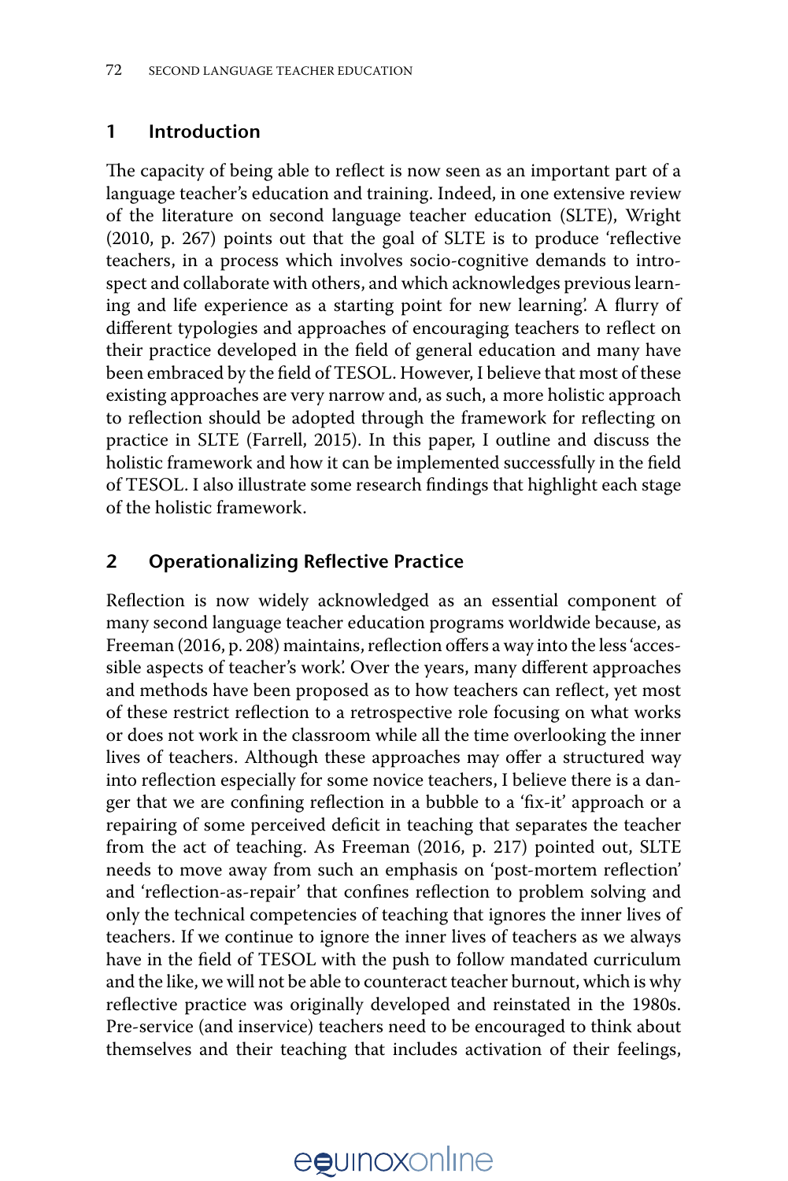## 1 Introduction

The capacity of being able to reflect is now seen as an important part of a language teacher's education and training. Indeed, in one extensive review of the literature on second language teacher education (SLTE), Wright (2010, p. 267) points out that the goal of SLTE is to produce 'reflective teachers, in a process which involves socio-cognitive demands to introspect and collaborate with others, and which acknowledges previous learning and life experience as a starting point for new learning'. A flurry of different typologies and approaches of encouraging teachers to reflect on their practice developed in the field of general education and many have been embraced by the field of TESOL. However, I believe that most of these existing approaches are very narrow and, as such, a more holistic approach to reflection should be adopted through the framework for reflecting on practice in SLTE (Farrell, 2015). In this paper, I outline and discuss the holistic framework and how it can be implemented successfully in the field of TESOL. I also illustrate some research findings that highlight each stage of the holistic framework.

## 2 Operationalizing Reflective Practice

Reflection is now widely acknowledged as an essential component of many second language teacher education programs worldwide because, as Freeman (2016, p. 208) maintains, reflection offers a way into the less 'accessible aspects of teacher's work'. Over the years, many different approaches and methods have been proposed as to how teachers can reflect, yet most of these restrict reflection to a retrospective role focusing on what works or does not work in the classroom while all the time overlooking the inner lives of teachers. Although these approaches may offer a structured way into reflection especially for some novice teachers, I believe there is a danger that we are confining reflection in a bubble to a 'fix-it' approach or a repairing of some perceived deficit in teaching that separates the teacher from the act of teaching. As Freeman (2016, p. 217) pointed out, SLTE needs to move away from such an emphasis on 'post-mortem reflection' and 'reflection-as-repair' that confines reflection to problem solving and only the technical competencies of teaching that ignores the inner lives of teachers. If we continue to ignore the inner lives of teachers as we always have in the field of TESOL with the push to follow mandated curriculum and the like, we will not be able to counteract teacher burnout, which is why reflective practice was originally developed and reinstated in the 1980s. Pre-service (and inservice) teachers need to be encouraged to think about themselves and their teaching that includes activation of their feelings,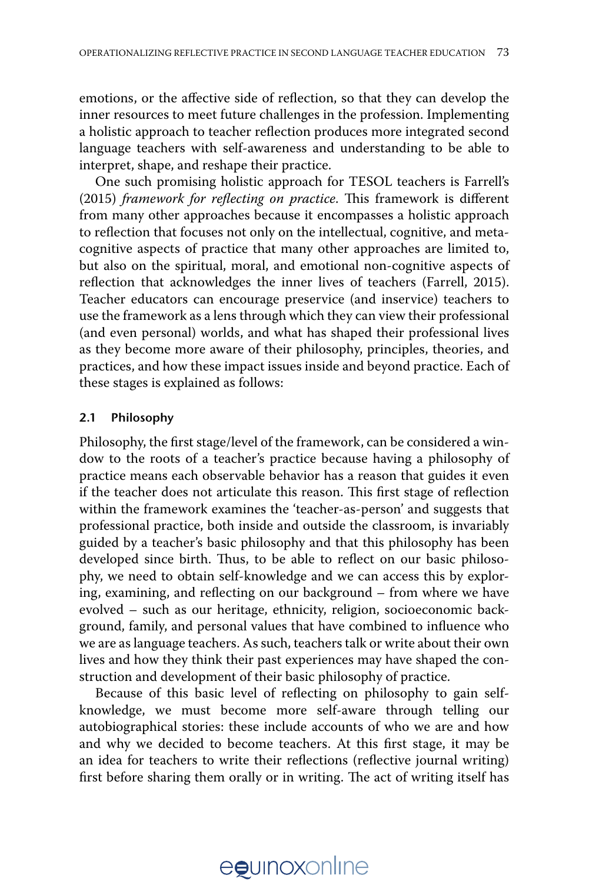emotions, or the affective side of reflection, so that they can develop the inner resources to meet future challenges in the profession. Implementing a holistic approach to teacher reflection produces more integrated second language teachers with self-awareness and understanding to be able to interpret, shape, and reshape their practice.

One such promising holistic approach for TESOL teachers is Farrell's (2015) *framework for reflecting on practice*. This framework is different from many other approaches because it encompasses a holistic approach to reflection that focuses not only on the intellectual, cognitive, and metacognitive aspects of practice that many other approaches are limited to, but also on the spiritual, moral, and emotional non-cognitive aspects of reflection that acknowledges the inner lives of teachers (Farrell, 2015). Teacher educators can encourage preservice (and inservice) teachers to use the framework as a lens through which they can view their professional (and even personal) worlds, and what has shaped their professional lives as they become more aware of their philosophy, principles, theories, and practices, and how these impact issues inside and beyond practice. Each of these stages is explained as follows:

### 2.1 Philosophy

Philosophy, the first stage/level of the framework, can be considered a window to the roots of a teacher's practice because having a philosophy of practice means each observable behavior has a reason that guides it even if the teacher does not articulate this reason. This first stage of reflection within the framework examines the 'teacher-as-person' and suggests that professional practice, both inside and outside the classroom, is invariably guided by a teacher's basic philosophy and that this philosophy has been developed since birth. Thus, to be able to reflect on our basic philosophy, we need to obtain self-knowledge and we can access this by exploring, examining, and reflecting on our background – from where we have evolved – such as our heritage, ethnicity, religion, socioeconomic background, family, and personal values that have combined to influence who we are as language teachers. As such, teachers talk or write about their own lives and how they think their past experiences may have shaped the construction and development of their basic philosophy of practice.

Because of this basic level of reflecting on philosophy to gain self-knowledge, we must become more self-aware through telling our autobiographical stories: these include accounts of who we are and how and why we decided to become teachers. At this first stage, it may be an idea for teachers to write their reflections (reflective journal writing) first before sharing them orally or in writing. The act of writing itself has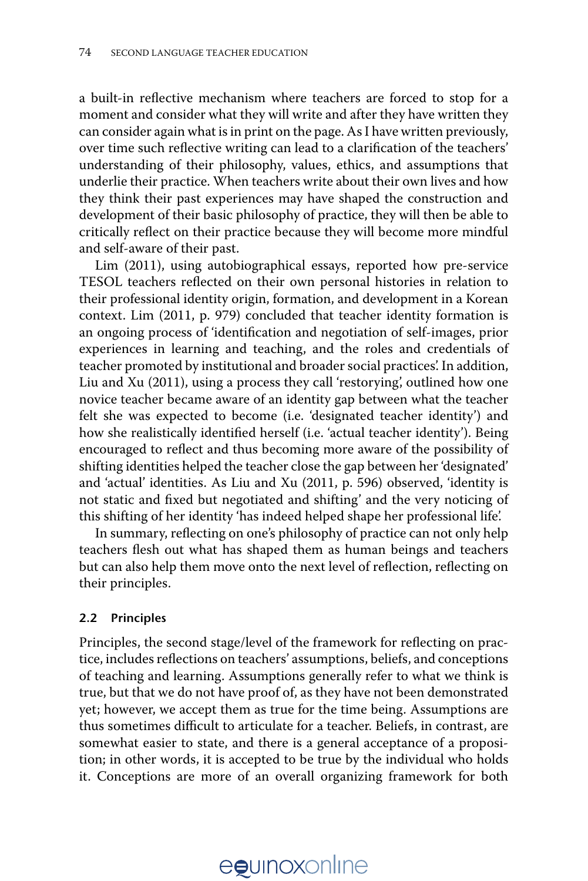a built-in reflective mechanism where teachers are forced to stop for a moment and consider what they will write and after they have written they can consider again what is in print on the page. As I have written previously, over time such reflective writing can lead to a clarification of the teachers' understanding of their philosophy, values, ethics, and assumptions that underlie their practice. When teachers write about their own lives and how they think their past experiences may have shaped the construction and development of their basic philosophy of practice, they will then be able to critically reflect on their practice because they will become more mindful and self-aware of their past.

Lim (2011), using autobiographical essays, reported how pre-service TESOL teachers reflected on their own personal histories in relation to their professional identity origin, formation, and development in a Korean context. Lim (2011, p. 979) concluded that teacher identity formation is an ongoing process of 'identification and negotiation of self-images, prior experiences in learning and teaching, and the roles and credentials of teacher promoted by institutional and broader social practices'. In addition, Liu and Xu (2011), using a process they call 'restorying', outlined how one novice teacher became aware of an identity gap between what the teacher felt she was expected to become (i.e. 'designated teacher identity') and how she realistically identified herself (i.e. 'actual teacher identity'). Being encouraged to reflect and thus becoming more aware of the possibility of shifting identities helped the teacher close the gap between her 'designated' and 'actual' identities. As Liu and Xu (2011, p. 596) observed, 'identity is not static and fixed but negotiated and shifting' and the very noticing of this shifting of her identity 'has indeed helped shape her professional life'.

In summary, reflecting on one's philosophy of practice can not only help teachers flesh out what has shaped them as human beings and teachers but can also help them move onto the next level of reflection, reflecting on their principles.

### 2.2 Principles

Principles, the second stage/level of the framework for reflecting on practice, includes reflections on teachers' assumptions, beliefs, and conceptions of teaching and learning. Assumptions generally refer to what we think is true, but that we do not have proof of, as they have not been demonstrated yet; however, we accept them as true for the time being. Assumptions are thus sometimes difficult to articulate for a teacher. Beliefs, in contrast, are somewhat easier to state, and there is a general acceptance of a proposition; in other words, it is accepted to be true by the individual who holds it. Conceptions are more of an overall organizing framework for both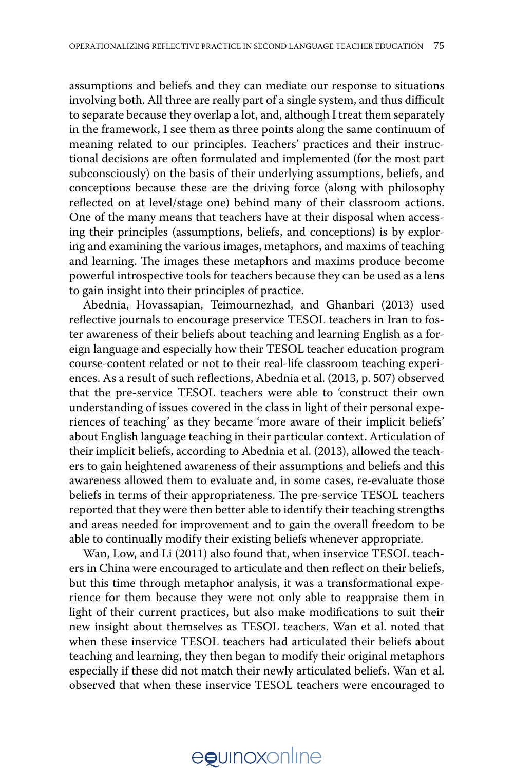assumptions and beliefs and they can mediate our response to situations involving both. All three are really part of a single system, and thus difficult to separate because they overlap a lot, and, although I treat them separately in the framework, I see them as three points along the same continuum of meaning related to our principles. Teachers' practices and their instructional decisions are often formulated and implemented (for the most part subconsciously) on the basis of their underlying assumptions, beliefs, and conceptions because these are the driving force (along with philosophy reflected on at level/stage one) behind many of their classroom actions. One of the many means that teachers have at their disposal when accessing their principles (assumptions, beliefs, and conceptions) is by exploring and examining the various images, metaphors, and maxims of teaching and learning. The images these metaphors and maxims produce become powerful introspective tools for teachers because they can be used as a lens to gain insight into their principles of practice.

Abednia, Hovassapian, Teimournezhad, and Ghanbari (2013) used reflective journals to encourage preservice TESOL teachers in Iran to foster awareness of their beliefs about teaching and learning English as a foreign language and especially how their TESOL teacher education program course-content related or not to their real-life classroom teaching experiences. As a result of such reflections, Abednia et al. (2013, p. 507) observed that the pre-service TESOL teachers were able to 'construct their own understanding of issues covered in the class in light of their personal experiences of teaching' as they became 'more aware of their implicit beliefs' about English language teaching in their particular context. Articulation of their implicit beliefs, according to Abednia et al. (2013), allowed the teachers to gain heightened awareness of their assumptions and beliefs and this awareness allowed them to evaluate and, in some cases, re-evaluate those beliefs in terms of their appropriateness. The pre-service TESOL teachers reported that they were then better able to identify their teaching strengths and areas needed for improvement and to gain the overall freedom to be able to continually modify their existing beliefs whenever appropriate.

Wan, Low, and Li (2011) also found that, when inservice TESOL teachers in China were encouraged to articulate and then reflect on their beliefs, but this time through metaphor analysis, it was a transformational experience for them because they were not only able to reappraise them in light of their current practices, but also make modifications to suit their new insight about themselves as TESOL teachers. Wan et al. noted that when these inservice TESOL teachers had articulated their beliefs about teaching and learning, they then began to modify their original metaphors especially if these did not match their newly articulated beliefs. Wan et al. observed that when these inservice TESOL teachers were encouraged to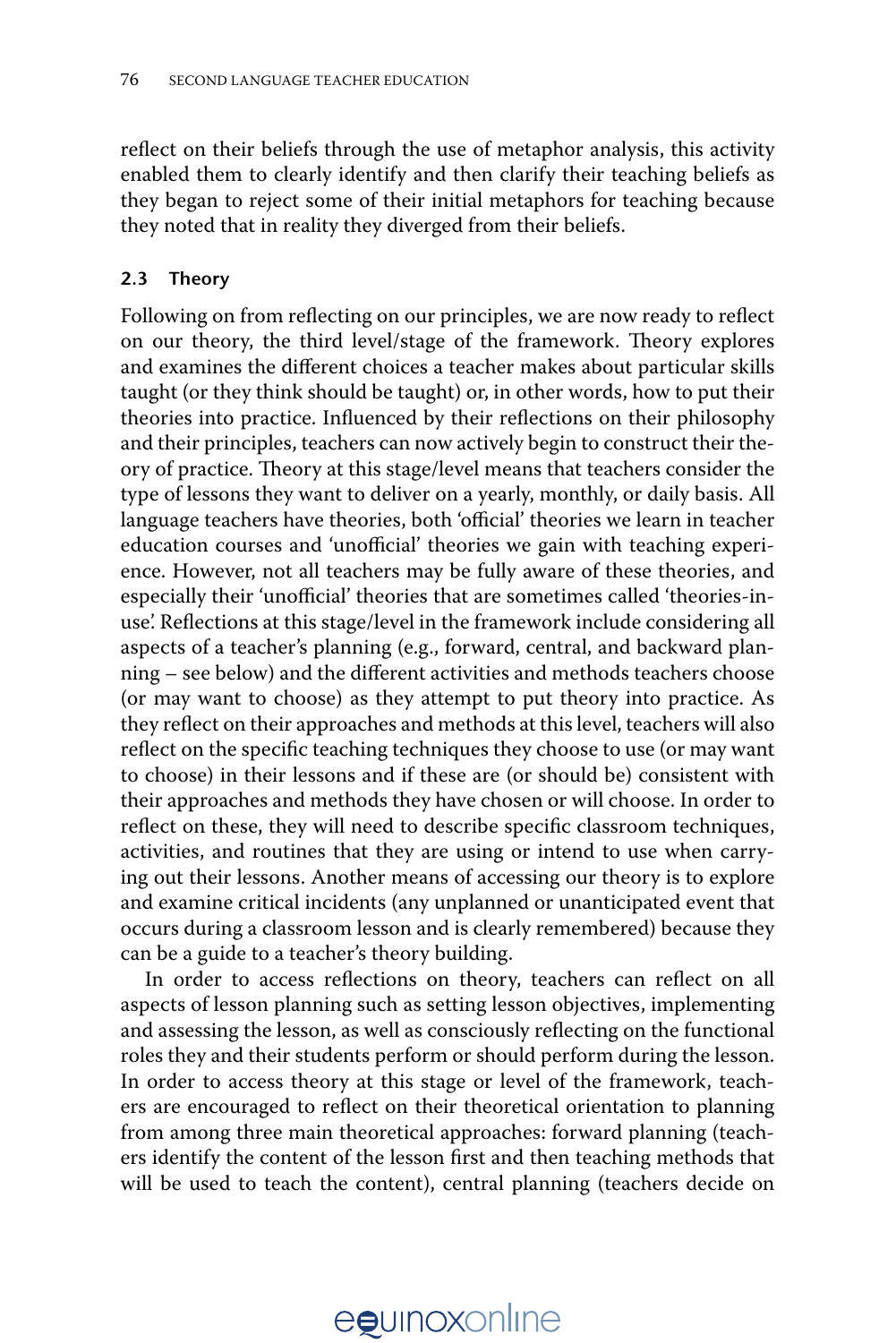reflect on their beliefs through the use of metaphor analysis, this activity enabled them to clearly identify and then clarify their teaching beliefs as they began to reject some of their initial metaphors for teaching because they noted that in reality they diverged from their beliefs.

### 2.3 Theory

Following on from reflecting on our principles, we are now ready to reflect on our theory, the third level/stage of the framework. Theory explores and examines the different choices a teacher makes about particular skills taught (or they think should be taught) or, in other words, how to put their theories into practice. Influenced by their reflections on their philosophy and their principles, teachers can now actively begin to construct their theory of practice. Theory at this stage/level means that teachers consider the type of lessons they want to deliver on a yearly, monthly, or daily basis. All language teachers have theories, both 'official' theories we learn in teacher education courses and 'unofficial' theories we gain with teaching experience. However, not all teachers may be fully aware of these theories, and especially their 'unofficial' theories that are sometimes called 'theories-in-use'. Reflections at this stage/level in the framework include considering all aspects of a teacher's planning (e.g., forward, central, and backward planning – see below) and the different activities and methods teachers choose (or may want to choose) as they attempt to put theory into practice. As they reflect on their approaches and methods at this level, teachers will also reflect on the specific teaching techniques they choose to use (or may want to choose) in their lessons and if these are (or should be) consistent with their approaches and methods they have chosen or will choose. In order to reflect on these, they will need to describe specific classroom techniques, activities, and routines that they are using or intend to use when carrying out their lessons. Another means of accessing our theory is to explore and examine critical incidents (any unplanned or unanticipated event that occurs during a classroom lesson and is clearly remembered) because they can be a guide to a teacher's theory building.

In order to access reflections on theory, teachers can reflect on all aspects of lesson planning such as setting lesson objectives, implementing and assessing the lesson, as well as consciously reflecting on the functional roles they and their students perform or should perform during the lesson. In order to access theory at this stage or level of the framework, teachers are encouraged to reflect on their theoretical orientation to planning from among three main theoretical approaches: forward planning (teachers identify the content of the lesson first and then teaching methods that will be used to teach the content), central planning (teachers decide on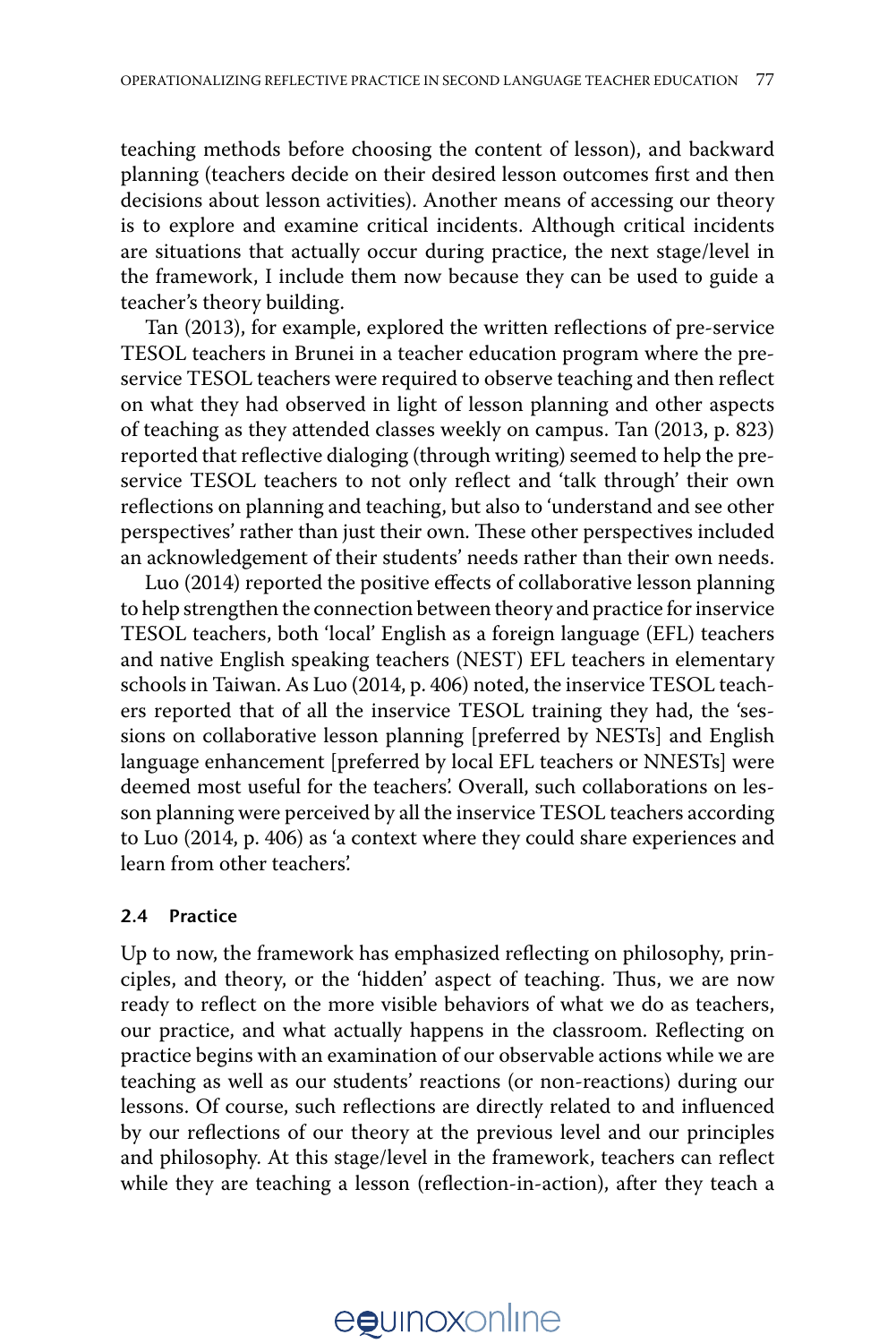teaching methods before choosing the content of lesson), and backward planning (teachers decide on their desired lesson outcomes first and then decisions about lesson activities). Another means of accessing our theory is to explore and examine critical incidents. Although critical incidents are situations that actually occur during practice, the next stage/level in the framework, I include them now because they can be used to guide a teacher's theory building.

Tan (2013), for example, explored the written reflections of pre-service TESOL teachers in Brunei in a teacher education program where the pre-service TESOL teachers were required to observe teaching and then reflect on what they had observed in light of lesson planning and other aspects of teaching as they attended classes weekly on campus. Tan (2013, p. 823) reported that reflective dialoging (through writing) seemed to help the pre-service TESOL teachers to not only reflect and 'talk through' their own reflections on planning and teaching, but also to 'understand and see other perspectives' rather than just their own. These other perspectives included an acknowledgement of their students' needs rather than their own needs.

Luo (2014) reported the positive effects of collaborative lesson planning to help strengthen the connection between theory and practice for inservice TESOL teachers, both 'local' English as a foreign language (EFL) teachers and native English speaking teachers (NEST) EFL teachers in elementary schools in Taiwan. As Luo (2014, p. 406) noted, the inservice TESOL teachers reported that of all the inservice TESOL training they had, the 'sessions on collaborative lesson planning [preferred by NESTs] and English language enhancement [preferred by local EFL teachers or NNESTs] were deemed most useful for the teachers'. Overall, such collaborations on lesson planning were perceived by all the inservice TESOL teachers according to Luo (2014, p. 406) as 'a context where they could share experiences and learn from other teachers'.

### 2.4 Practice

Up to now, the framework has emphasized reflecting on philosophy, principles, and theory, or the 'hidden' aspect of teaching. Thus, we are now ready to reflect on the more visible behaviors of what we do as teachers, our practice, and what actually happens in the classroom. Reflecting on practice begins with an examination of our observable actions while we are teaching as well as our students' reactions (or non-reactions) during our lessons. Of course, such reflections are directly related to and influenced by our reflections of our theory at the previous level and our principles and philosophy. At this stage/level in the framework, teachers can reflect while they are teaching a lesson (reflection-in-action), after they teach a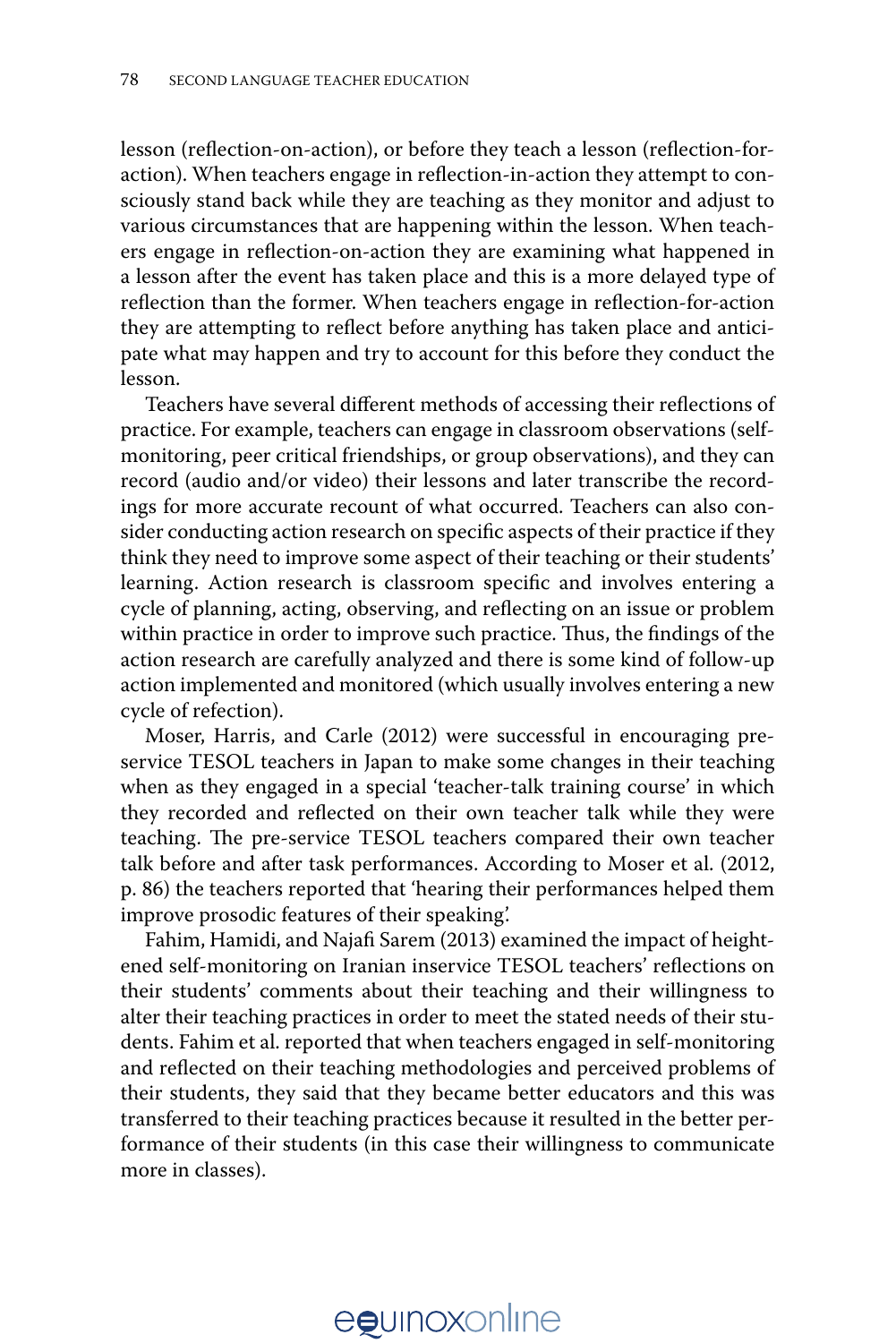lesson (reflection-on-action), or before they teach a lesson (reflection-for-action). When teachers engage in reflection-in-action they attempt to consciously stand back while they are teaching as they monitor and adjust to various circumstances that are happening within the lesson. When teachers engage in reflection-on-action they are examining what happened in a lesson after the event has taken place and this is a more delayed type of reflection than the former. When teachers engage in reflection-for-action they are attempting to reflect before anything has taken place and anticipate what may happen and try to account for this before they conduct the lesson.

Teachers have several different methods of accessing their reflections of practice. For example, teachers can engage in classroom observations (self-monitoring, peer critical friendships, or group observations), and they can record (audio and/or video) their lessons and later transcribe the recordings for more accurate recount of what occurred. Teachers can also consider conducting action research on specific aspects of their practice if they think they need to improve some aspect of their teaching or their students' learning. Action research is classroom specific and involves entering a cycle of planning, acting, observing, and reflecting on an issue or problem within practice in order to improve such practice. Thus, the findings of the action research are carefully analyzed and there is some kind of follow-up action implemented and monitored (which usually involves entering a new cycle of refection).

Moser, Harris, and Carle (2012) were successful in encouraging pre-service TESOL teachers in Japan to make some changes in their teaching when as they engaged in a special 'teacher-talk training course' in which they recorded and reflected on their own teacher talk while they were teaching. The pre-service TESOL teachers compared their own teacher talk before and after task performances. According to Moser et al. (2012, p. 86) the teachers reported that 'hearing their performances helped them improve prosodic features of their speaking'.

Fahim, Hamidi, and Najafi Sarem (2013) examined the impact of heightened self-monitoring on Iranian inservice TESOL teachers' reflections on their students' comments about their teaching and their willingness to alter their teaching practices in order to meet the stated needs of their students. Fahim et al. reported that when teachers engaged in self-monitoring and reflected on their teaching methodologies and perceived problems of their students, they said that they became better educators and this was transferred to their teaching practices because it resulted in the better performance of their students (in this case their willingness to communicate more in classes).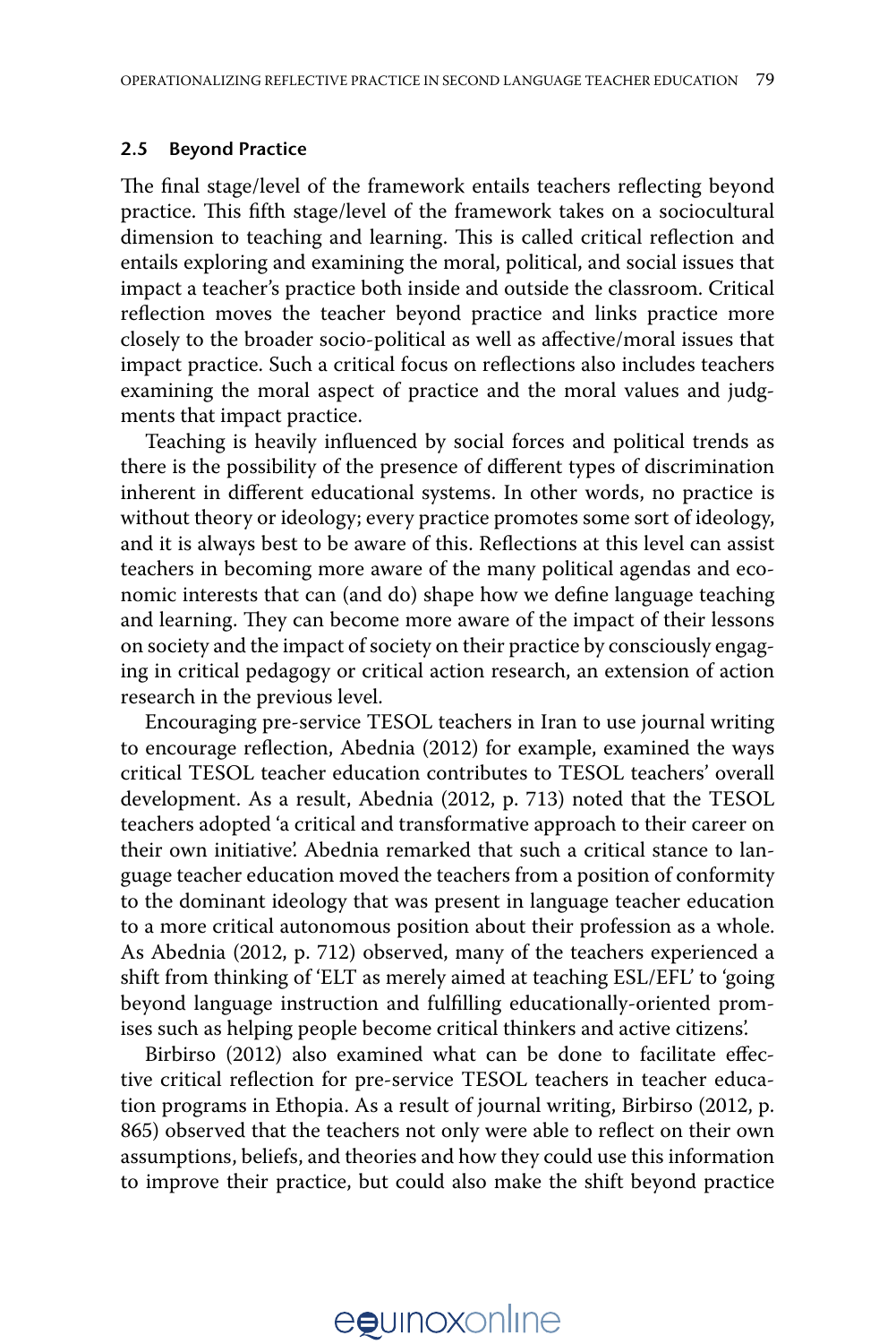### 2.5 Beyond Practice

The final stage/level of the framework entails teachers reflecting beyond practice. This fifth stage/level of the framework takes on a sociocultural dimension to teaching and learning. This is called critical reflection and entails exploring and examining the moral, political, and social issues that impact a teacher's practice both inside and outside the classroom. Critical reflection moves the teacher beyond practice and links practice more closely to the broader socio-political as well as affective/moral issues that impact practice. Such a critical focus on reflections also includes teachers examining the moral aspect of practice and the moral values and judgments that impact practice.

Teaching is heavily influenced by social forces and political trends as there is the possibility of the presence of different types of discrimination inherent in different educational systems. In other words, no practice is without theory or ideology; every practice promotes some sort of ideology, and it is always best to be aware of this. Reflections at this level can assist teachers in becoming more aware of the many political agendas and economic interests that can (and do) shape how we define language teaching and learning. They can become more aware of the impact of their lessons on society and the impact of society on their practice by consciously engaging in critical pedagogy or critical action research, an extension of action research in the previous level.

Encouraging pre-service TESOL teachers in Iran to use journal writing to encourage reflection, Abednia (2012) for example, examined the ways critical TESOL teacher education contributes to TESOL teachers' overall development. As a result, Abednia (2012, p. 713) noted that the TESOL teachers adopted 'a critical and transformative approach to their career on their own initiative'. Abednia remarked that such a critical stance to language teacher education moved the teachers from a position of conformity to the dominant ideology that was present in language teacher education to a more critical autonomous position about their profession as a whole. As Abednia (2012, p. 712) observed, many of the teachers experienced a shift from thinking of 'ELT as merely aimed at teaching ESL/EFL' to 'going beyond language instruction and fulfilling educationally-oriented promises such as helping people become critical thinkers and active citizens'.

Birbirso (2012) also examined what can be done to facilitate effective critical reflection for pre-service TESOL teachers in teacher education programs in Ethopia. As a result of journal writing, Birbirso (2012, p. 865) observed that the teachers not only were able to reflect on their own assumptions, beliefs, and theories and how they could use this information to improve their practice, but could also make the shift beyond practice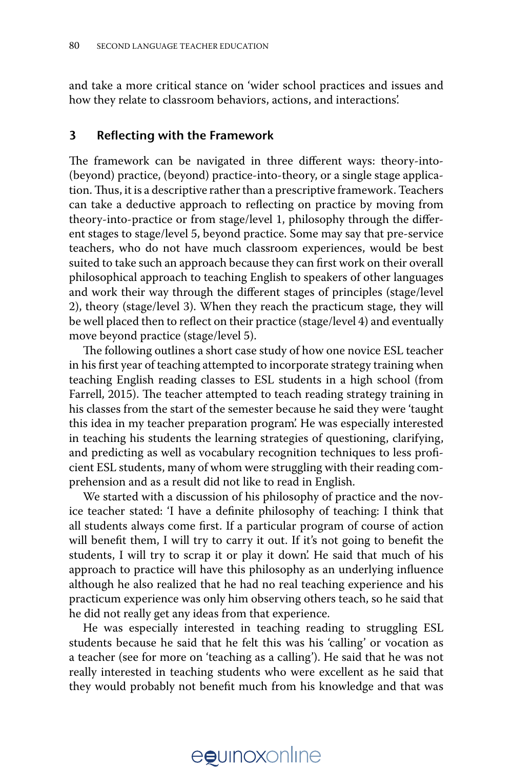and take a more critical stance on 'wider school practices and issues and how they relate to classroom behaviors, actions, and interactions'.

## 3 Reflecting with the Framework

The framework can be navigated in three different ways: theory-into-(beyond) practice, (beyond) practice-into-theory, or a single stage application. Thus, it is a descriptive rather than a prescriptive framework. Teachers can take a deductive approach to reflecting on practice by moving from theory-into-practice or from stage/level 1, philosophy through the different stages to stage/level 5, beyond practice. Some may say that pre-service teachers, who do not have much classroom experiences, would be best suited to take such an approach because they can first work on their overall philosophical approach to teaching English to speakers of other languages and work their way through the different stages of principles (stage/level 2), theory (stage/level 3). When they reach the practicum stage, they will be well placed then to reflect on their practice (stage/level 4) and eventually move beyond practice (stage/level 5).

The following outlines a short case study of how one novice ESL teacher in his first year of teaching attempted to incorporate strategy training when teaching English reading classes to ESL students in a high school (from Farrell, 2015). The teacher attempted to teach reading strategy training in his classes from the start of the semester because he said they were 'taught this idea in my teacher preparation program'. He was especially interested in teaching his students the learning strategies of questioning, clarifying, and predicting as well as vocabulary recognition techniques to less proficient ESL students, many of whom were struggling with their reading comprehension and as a result did not like to read in English.

We started with a discussion of his philosophy of practice and the novice teacher stated: 'I have a definite philosophy of teaching: I think that all students always come first. If a particular program of course of action will benefit them, I will try to carry it out. If it's not going to benefit the students, I will try to scrap it or play it down'. He said that much of his approach to practice will have this philosophy as an underlying influence although he also realized that he had no real teaching experience and his practicum experience was only him observing others teach, so he said that he did not really get any ideas from that experience.

He was especially interested in teaching reading to struggling ESL students because he said that he felt this was his 'calling' or vocation as a teacher (see for more on 'teaching as a calling'). He said that he was not really interested in teaching students who were excellent as he said that they would probably not benefit much from his knowledge and that was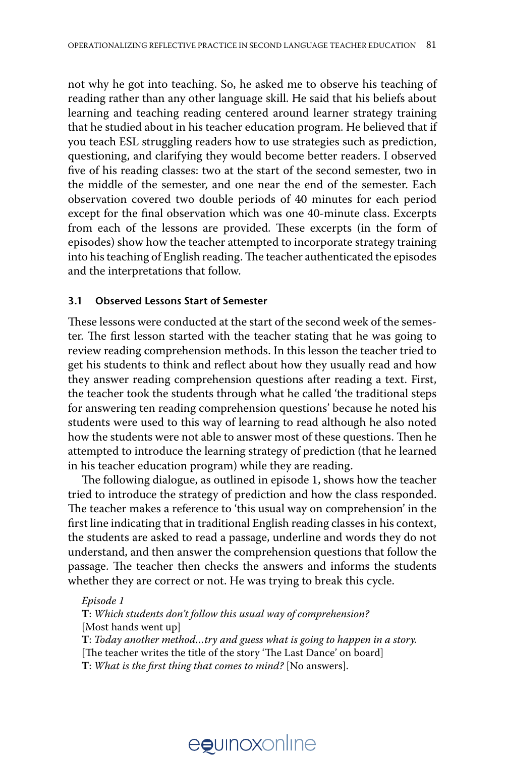not why he got into teaching. So, he asked me to observe his teaching of reading rather than any other language skill. He said that his beliefs about learning and teaching reading centered around learner strategy training that he studied about in his teacher education program. He believed that if you teach ESL struggling readers how to use strategies such as prediction, questioning, and clarifying they would become better readers. I observed five of his reading classes: two at the start of the second semester, two in the middle of the semester, and one near the end of the semester. Each observation covered two double periods of 40 minutes for each period except for the final observation which was one 40-minute class. Excerpts from each of the lessons are provided. These excerpts (in the form of episodes) show how the teacher attempted to incorporate strategy training into his teaching of English reading. The teacher authenticated the episodes and the interpretations that follow.

### 3.1 Observed Lessons Start of Semester

These lessons were conducted at the start of the second week of the semester. The first lesson started with the teacher stating that he was going to review reading comprehension methods. In this lesson the teacher tried to get his students to think and reflect about how they usually read and how they answer reading comprehension questions after reading a text. First, the teacher took the students through what he called 'the traditional steps for answering ten reading comprehension questions' because he noted his students were used to this way of learning to read although he also noted how the students were not able to answer most of these questions. Then he attempted to introduce the learning strategy of prediction (that he learned in his teacher education program) while they are reading.

The following dialogue, as outlined in episode 1, shows how the teacher tried to introduce the strategy of prediction and how the class responded. The teacher makes a reference to 'this usual way on comprehension' in the first line indicating that in traditional English reading classes in his context, the students are asked to read a passage, underline and words they do not understand, and then answer the comprehension questions that follow the passage. The teacher then checks the answers and informs the students whether they are correct or not. He was trying to break this cycle.

*Episode 1*
**T**: *Which students don't follow this usual way of comprehension?*
[Most hands went up]
**T**: *Today another method…try and guess what is going to happen in a story.*
[The teacher writes the title of the story 'The Last Dance' on board]
**T**: *What is the first thing that comes to mind?* [No answers].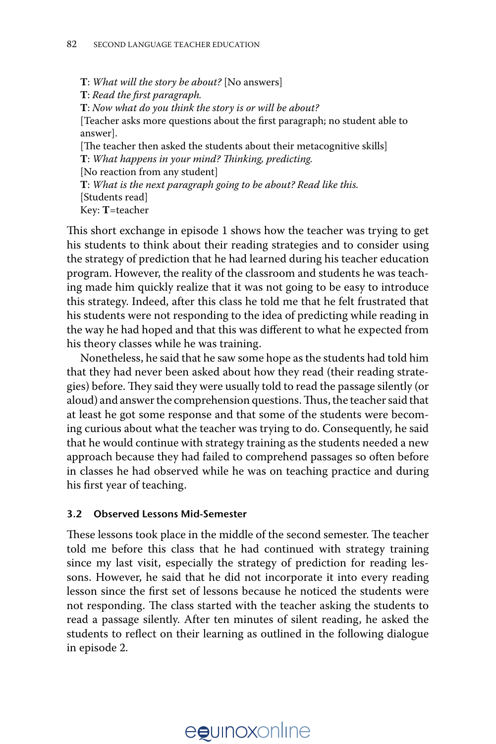**T**: *What will the story be about?* [No answers]
**T**: *Read the first paragraph.*
**T**: *Now what do you think the story is or will be about?*
[Teacher asks more questions about the first paragraph; no student able to answer].
[The teacher then asked the students about their metacognitive skills]
**T**: *What happens in your mind? Thinking, predicting.*
[No reaction from any student]
**T**: *What is the next paragraph going to be about? Read like this.*
[Students read]
Key: **T**=teacher

This short exchange in episode 1 shows how the teacher was trying to get his students to think about their reading strategies and to consider using the strategy of prediction that he had learned during his teacher education program. However, the reality of the classroom and students he was teaching made him quickly realize that it was not going to be easy to introduce this strategy. Indeed, after this class he told me that he felt frustrated that his students were not responding to the idea of predicting while reading in the way he had hoped and that this was different to what he expected from his theory classes while he was training.

Nonetheless, he said that he saw some hope as the students had told him that they had never been asked about how they read (their reading strategies) before. They said they were usually told to read the passage silently (or aloud) and answer the comprehension questions. Thus, the teacher said that at least he got some response and that some of the students were becoming curious about what the teacher was trying to do. Consequently, he said that he would continue with strategy training as the students needed a new approach because they had failed to comprehend passages so often before in classes he had observed while he was on teaching practice and during his first year of teaching.

### 3.2 Observed Lessons Mid-Semester

These lessons took place in the middle of the second semester. The teacher told me before this class that he had continued with strategy training since my last visit, especially the strategy of prediction for reading lessons. However, he said that he did not incorporate it into every reading lesson since the first set of lessons because he noticed the students were not responding. The class started with the teacher asking the students to read a passage silently. After ten minutes of silent reading, he asked the students to reflect on their learning as outlined in the following dialogue in episode 2.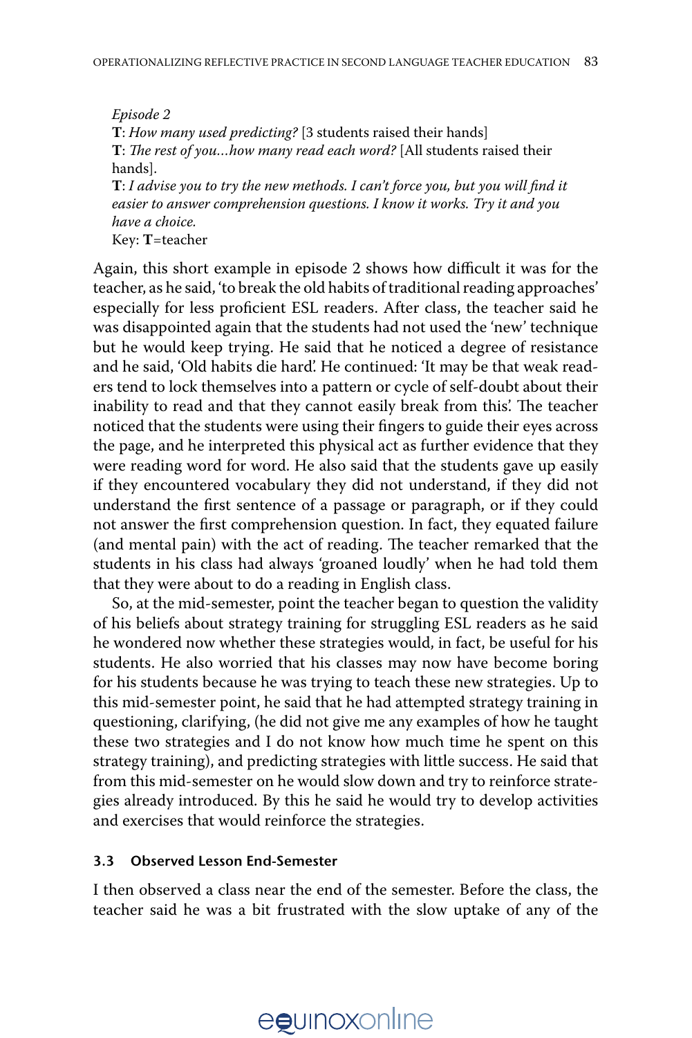*Episode 2*
**T**: *How many used predicting?* [3 students raised their hands]
**T**: *The rest of you…how many read each word?* [All students raised their hands].
**T**: *I advise you to try the new methods. I can't force you, but you will find it easier to answer comprehension questions. I know it works. Try it and you have a choice.*
Key: **T**=teacher

Again, this short example in episode 2 shows how difficult it was for the teacher, as he said, 'to break the old habits of traditional reading approaches' especially for less proficient ESL readers. After class, the teacher said he was disappointed again that the students had not used the 'new' technique but he would keep trying. He said that he noticed a degree of resistance and he said, 'Old habits die hard'. He continued: 'It may be that weak readers tend to lock themselves into a pattern or cycle of self-doubt about their inability to read and that they cannot easily break from this'. The teacher noticed that the students were using their fingers to guide their eyes across the page, and he interpreted this physical act as further evidence that they were reading word for word. He also said that the students gave up easily if they encountered vocabulary they did not understand, if they did not understand the first sentence of a passage or paragraph, or if they could not answer the first comprehension question. In fact, they equated failure (and mental pain) with the act of reading. The teacher remarked that the students in his class had always 'groaned loudly' when he had told them that they were about to do a reading in English class.

So, at the mid-semester, point the teacher began to question the validity of his beliefs about strategy training for struggling ESL readers as he said he wondered now whether these strategies would, in fact, be useful for his students. He also worried that his classes may now have become boring for his students because he was trying to teach these new strategies. Up to this mid-semester point, he said that he had attempted strategy training in questioning, clarifying, (he did not give me any examples of how he taught these two strategies and I do not know how much time he spent on this strategy training), and predicting strategies with little success. He said that from this mid-semester on he would slow down and try to reinforce strategies already introduced. By this he said he would try to develop activities and exercises that would reinforce the strategies.

### 3.3 Observed Lesson End-Semester

I then observed a class near the end of the semester. Before the class, the teacher said he was a bit frustrated with the slow uptake of any of the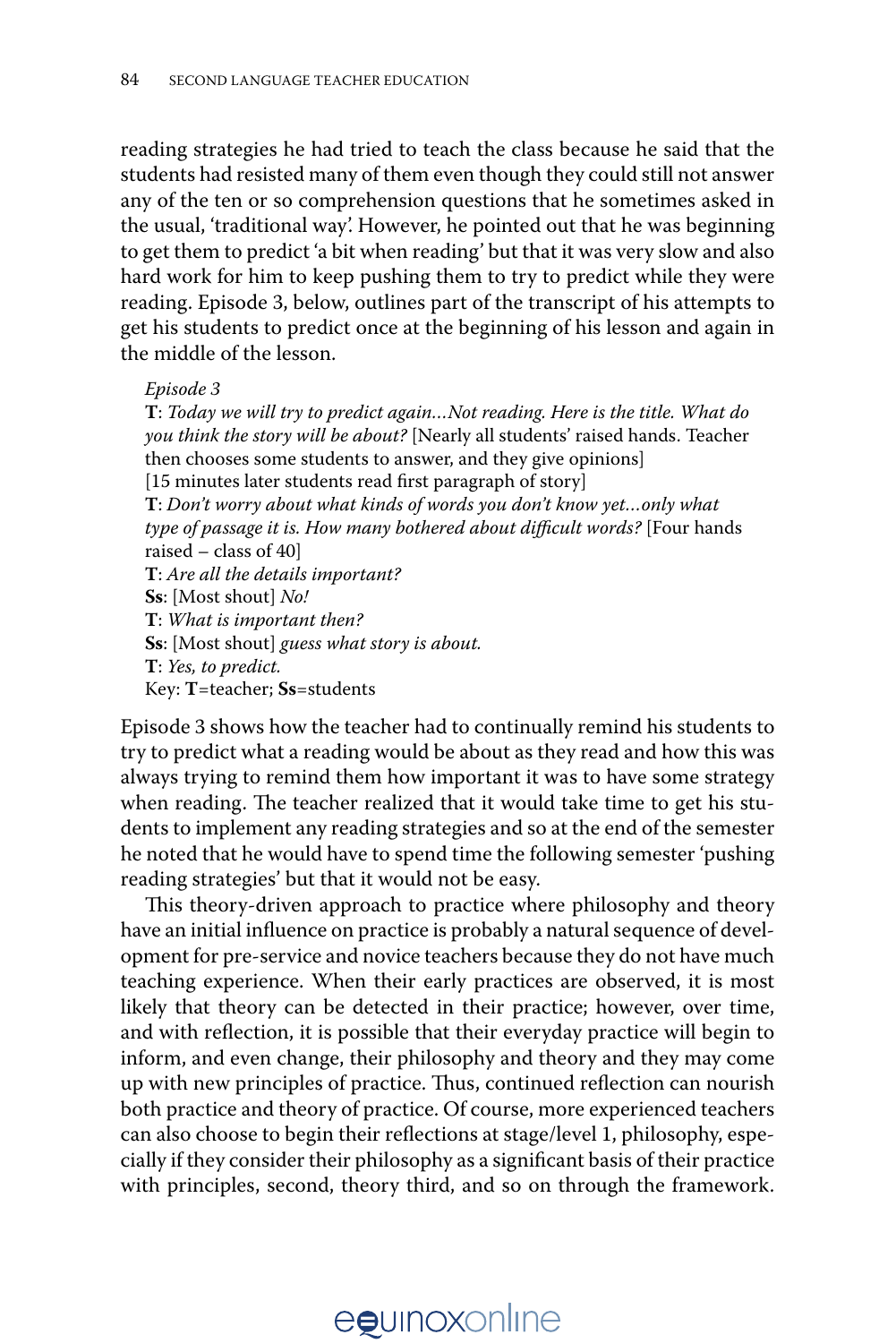reading strategies he had tried to teach the class because he said that the students had resisted many of them even though they could still not answer any of the ten or so comprehension questions that he sometimes asked in the usual, 'traditional way'. However, he pointed out that he was beginning to get them to predict 'a bit when reading' but that it was very slow and also hard work for him to keep pushing them to try to predict while they were reading. Episode 3, below, outlines part of the transcript of his attempts to get his students to predict once at the beginning of his lesson and again in the middle of the lesson.

> *Episode 3*
>
> **T**: *Today we will try to predict again…Not reading. Here is the title. What do you think the story will be about?* [Nearly all students' raised hands. Teacher then chooses some students to answer, and they give opinions]
>
> [15 minutes later students read first paragraph of story]
>
> **T**: *Don't worry about what kinds of words you don't know yet…only what type of passage it is. How many bothered about difficult words?* [Four hands raised – class of 40]
>
> **T**: *Are all the details important?*
>
> **Ss**: [Most shout] *No!*
>
> **T**: *What is important then?*
>
> **Ss**: [Most shout] *guess what story is about.*
>
> **T**: *Yes, to predict.*
>
> Key: **T**=teacher; **Ss**=students

Episode 3 shows how the teacher had to continually remind his students to try to predict what a reading would be about as they read and how this was always trying to remind them how important it was to have some strategy when reading. The teacher realized that it would take time to get his students to implement any reading strategies and so at the end of the semester he noted that he would have to spend time the following semester 'pushing reading strategies' but that it would not be easy.

This theory-driven approach to practice where philosophy and theory have an initial influence on practice is probably a natural sequence of development for pre-service and novice teachers because they do not have much teaching experience. When their early practices are observed, it is most likely that theory can be detected in their practice; however, over time, and with reflection, it is possible that their everyday practice will begin to inform, and even change, their philosophy and theory and they may come up with new principles of practice. Thus, continued reflection can nourish both practice and theory of practice. Of course, more experienced teachers can also choose to begin their reflections at stage/level 1, philosophy, especially if they consider their philosophy as a significant basis of their practice with principles, second, theory third, and so on through the framework.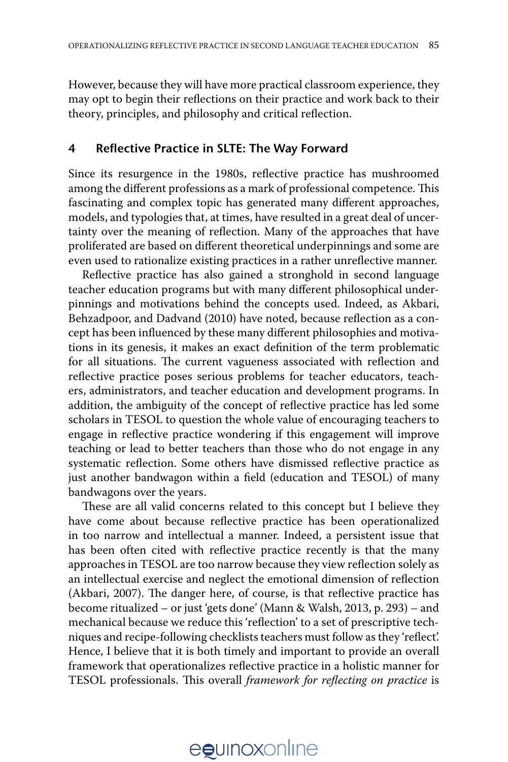However, because they will have more practical classroom experience, they may opt to begin their reflections on their practice and work back to their theory, principles, and philosophy and critical reflection.

## 4 Reflective Practice in SLTE: The Way Forward

Since its resurgence in the 1980s, reflective practice has mushroomed among the different professions as a mark of professional competence. This fascinating and complex topic has generated many different approaches, models, and typologies that, at times, have resulted in a great deal of uncertainty over the meaning of reflection. Many of the approaches that have proliferated are based on different theoretical underpinnings and some are even used to rationalize existing practices in a rather unreflective manner.

Reflective practice has also gained a stronghold in second language teacher education programs but with many different philosophical underpinnings and motivations behind the concepts used. Indeed, as Akbari, Behzadpoor, and Dadvand (2010) have noted, because reflection as a concept has been influenced by these many different philosophies and motivations in its genesis, it makes an exact definition of the term problematic for all situations. The current vagueness associated with reflection and reflective practice poses serious problems for teacher educators, teachers, administrators, and teacher education and development programs. In addition, the ambiguity of the concept of reflective practice has led some scholars in TESOL to question the whole value of encouraging teachers to engage in reflective practice wondering if this engagement will improve teaching or lead to better teachers than those who do not engage in any systematic reflection. Some others have dismissed reflective practice as just another bandwagon within a field (education and TESOL) of many bandwagons over the years.

These are all valid concerns related to this concept but I believe they have come about because reflective practice has been operationalized in too narrow and intellectual a manner. Indeed, a persistent issue that has been often cited with reflective practice recently is that the many approaches in TESOL are too narrow because they view reflection solely as an intellectual exercise and neglect the emotional dimension of reflection (Akbari, 2007). The danger here, of course, is that reflective practice has become ritualized – or just 'gets done' (Mann & Walsh, 2013, p. 293) – and mechanical because we reduce this 'reflection' to a set of prescriptive techniques and recipe-following checklists teachers must follow as they 'reflect'. Hence, I believe that it is both timely and important to provide an overall framework that operationalizes reflective practice in a holistic manner for TESOL professionals. This overall *framework for reflecting on practice* is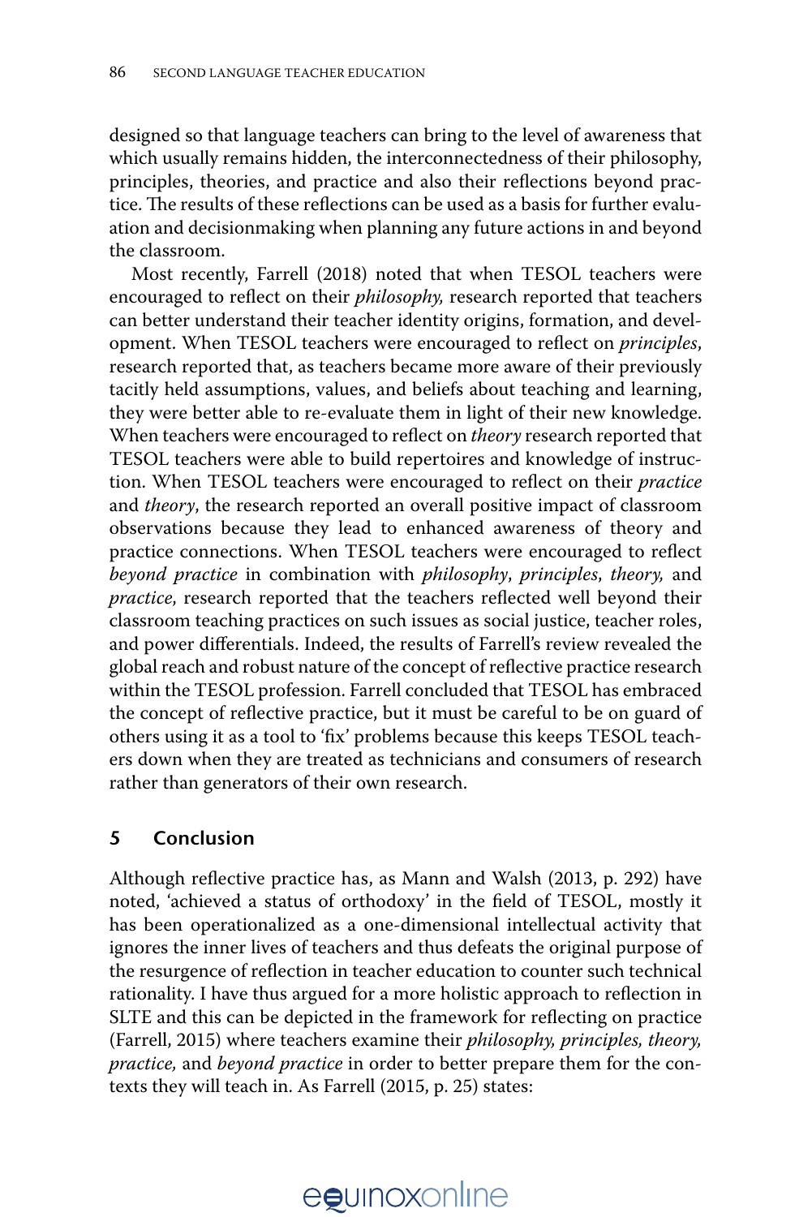designed so that language teachers can bring to the level of awareness that which usually remains hidden, the interconnectedness of their philosophy, principles, theories, and practice and also their reflections beyond practice. The results of these reflections can be used as a basis for further evaluation and decisionmaking when planning any future actions in and beyond the classroom.

Most recently, Farrell (2018) noted that when TESOL teachers were encouraged to reflect on their *philosophy,* research reported that teachers can better understand their teacher identity origins, formation, and development. When TESOL teachers were encouraged to reflect on *principles*, research reported that, as teachers became more aware of their previously tacitly held assumptions, values, and beliefs about teaching and learning, they were better able to re-evaluate them in light of their new knowledge. When teachers were encouraged to reflect on *theory* research reported that TESOL teachers were able to build repertoires and knowledge of instruction. When TESOL teachers were encouraged to reflect on their *practice* and *theory*, the research reported an overall positive impact of classroom observations because they lead to enhanced awareness of theory and practice connections. When TESOL teachers were encouraged to reflect *beyond practice* in combination with *philosophy*, *principles*, *theory,* and *practice*, research reported that the teachers reflected well beyond their classroom teaching practices on such issues as social justice, teacher roles, and power differentials. Indeed, the results of Farrell's review revealed the global reach and robust nature of the concept of reflective practice research within the TESOL profession. Farrell concluded that TESOL has embraced the concept of reflective practice, but it must be careful to be on guard of others using it as a tool to 'fix' problems because this keeps TESOL teachers down when they are treated as technicians and consumers of research rather than generators of their own research.

## 5 Conclusion

Although reflective practice has, as Mann and Walsh (2013, p. 292) have noted, 'achieved a status of orthodoxy' in the field of TESOL, mostly it has been operationalized as a one-dimensional intellectual activity that ignores the inner lives of teachers and thus defeats the original purpose of the resurgence of reflection in teacher education to counter such technical rationality. I have thus argued for a more holistic approach to reflection in SLTE and this can be depicted in the framework for reflecting on practice (Farrell, 2015) where teachers examine their *philosophy, principles, theory, practice,* and *beyond practice* in order to better prepare them for the contexts they will teach in. As Farrell (2015, p. 25) states: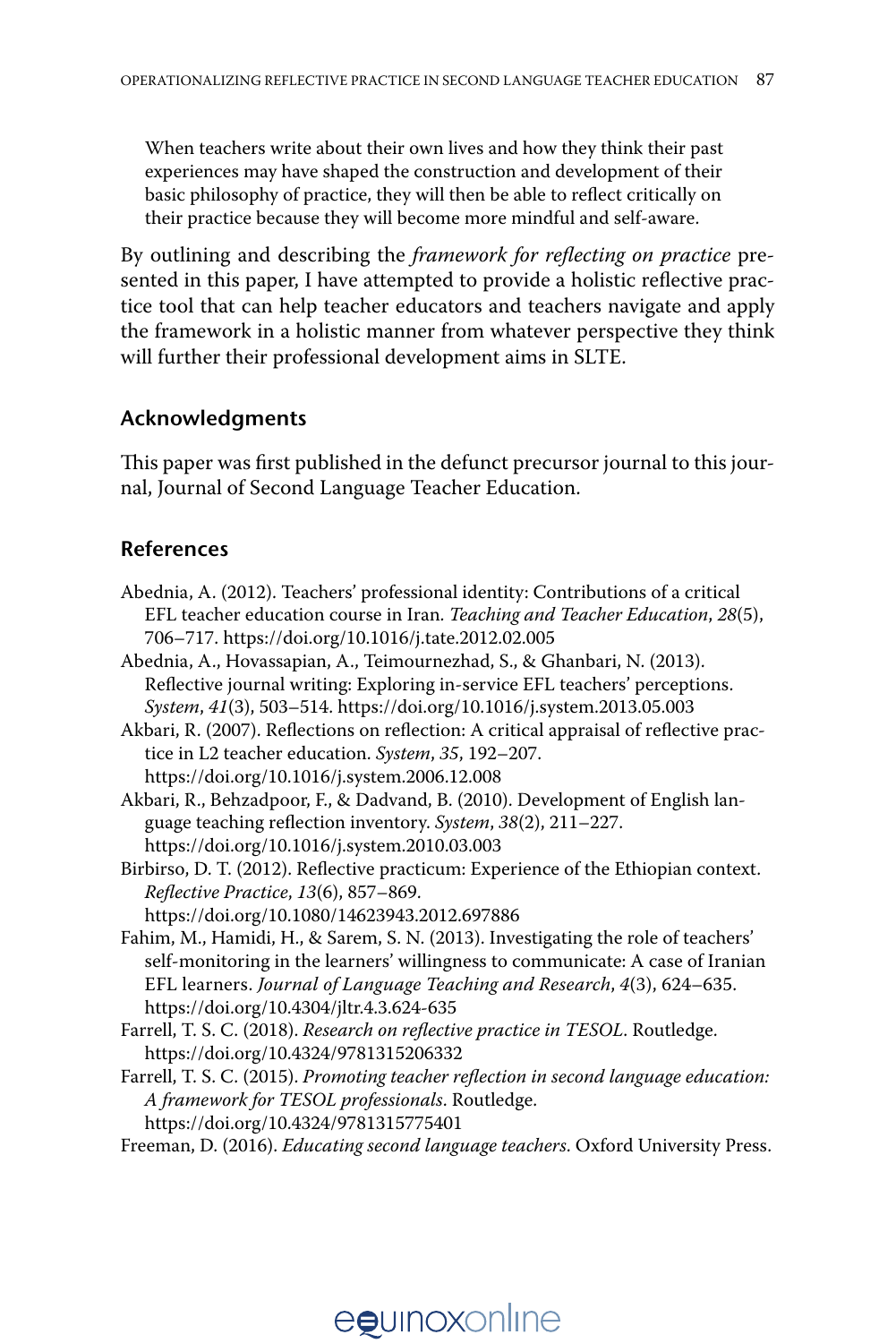> When teachers write about their own lives and how they think their past experiences may have shaped the construction and development of their basic philosophy of practice, they will then be able to reflect critically on their practice because they will become more mindful and self-aware.

By outlining and describing the *framework for reflecting on practice* presented in this paper, I have attempted to provide a holistic reflective practice tool that can help teacher educators and teachers navigate and apply the framework in a holistic manner from whatever perspective they think will further their professional development aims in SLTE.

## Acknowledgments

This paper was first published in the defunct precursor journal to this journal, Journal of Second Language Teacher Education.

## References

Abednia, A. (2012). Teachers' professional identity: Contributions of a critical EFL teacher education course in Iran. *Teaching and Teacher Education*, *28*(5), 706–717. https://doi.org/10.1016/j.tate.2012.02.005

Abednia, A., Hovassapian, A., Teimournezhad, S., & Ghanbari, N. (2013). Reflective journal writing: Exploring in-service EFL teachers' perceptions. *System*, *41*(3), 503–514. https://doi.org/10.1016/j.system.2013.05.003

Akbari, R. (2007). Reflections on reflection: A critical appraisal of reflective practice in L2 teacher education. *System*, *35*, 192–207. https://doi.org/10.1016/j.system.2006.12.008

Akbari, R., Behzadpoor, F., & Dadvand, B. (2010). Development of English language teaching reflection inventory. *System*, *38*(2), 211–227. https://doi.org/10.1016/j.system.2010.03.003

Birbirso, D. T. (2012). Reflective practicum: Experience of the Ethiopian context. *Reflective Practice*, *13*(6), 857–869. https://doi.org/10.1080/14623943.2012.697886

Fahim, M., Hamidi, H., & Sarem, S. N. (2013). Investigating the role of teachers' self-monitoring in the learners' willingness to communicate: A case of Iranian EFL learners. *Journal of Language Teaching and Research*, *4*(3), 624–635. https://doi.org/10.4304/jltr.4.3.624-635

Farrell, T. S. C. (2018). *Research on reflective practice in TESOL*. Routledge. https://doi.org/10.4324/9781315206332

Farrell, T. S. C. (2015). *Promoting teacher reflection in second language education: A framework for TESOL professionals*. Routledge. https://doi.org/10.4324/9781315775401

Freeman, D. (2016). *Educating second language teachers*. Oxford University Press.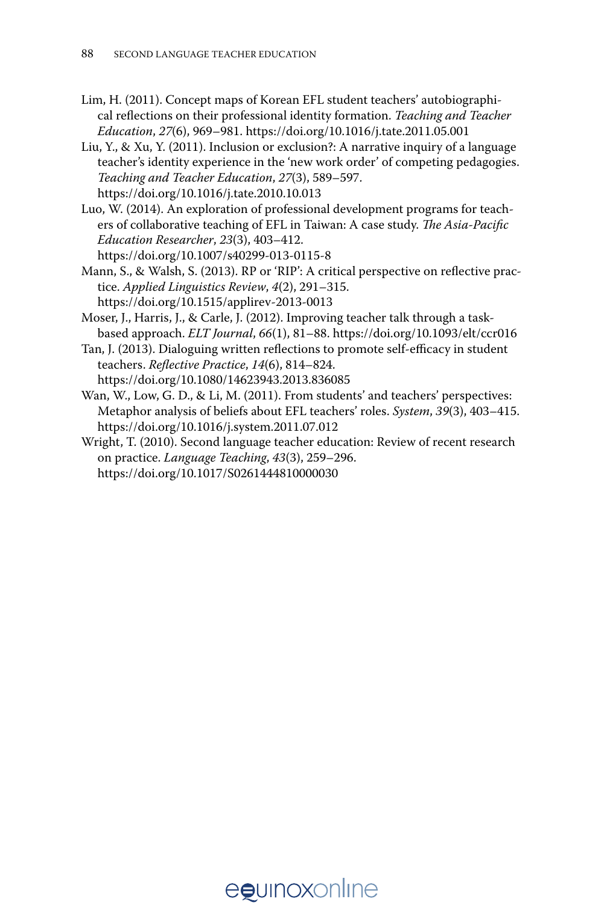Lim, H. (2011). Concept maps of Korean EFL student teachers' autobiographical reflections on their professional identity formation. *Teaching and Teacher Education*, *27*(6), 969–981. https://doi.org/10.1016/j.tate.2011.05.001

Liu, Y., & Xu, Y. (2011). Inclusion or exclusion?: A narrative inquiry of a language teacher's identity experience in the 'new work order' of competing pedagogies. *Teaching and Teacher Education*, *27*(3), 589–597. https://doi.org/10.1016/j.tate.2010.10.013

Luo, W. (2014). An exploration of professional development programs for teachers of collaborative teaching of EFL in Taiwan: A case study. *The Asia-Pacific Education Researcher*, *23*(3), 403–412. https://doi.org/10.1007/s40299-013-0115-8

Mann, S., & Walsh, S. (2013). RP or 'RIP': A critical perspective on reflective practice. *Applied Linguistics Review*, *4*(2), 291–315. https://doi.org/10.1515/applirev-2013-0013

Moser, J., Harris, J., & Carle, J. (2012). Improving teacher talk through a task-based approach. *ELT Journal*, *66*(1), 81–88. https://doi.org/10.1093/elt/ccr016

Tan, J. (2013). Dialoguing written reflections to promote self-efficacy in student teachers. *Reflective Practice*, *14*(6), 814–824. https://doi.org/10.1080/14623943.2013.836085

Wan, W., Low, G. D., & Li, M. (2011). From students' and teachers' perspectives: Metaphor analysis of beliefs about EFL teachers' roles. *System*, *39*(3), 403–415. https://doi.org/10.1016/j.system.2011.07.012

Wright, T. (2010). Second language teacher education: Review of recent research on practice. *Language Teaching*, *43*(3), 259–296. https://doi.org/10.1017/S0261444810000030